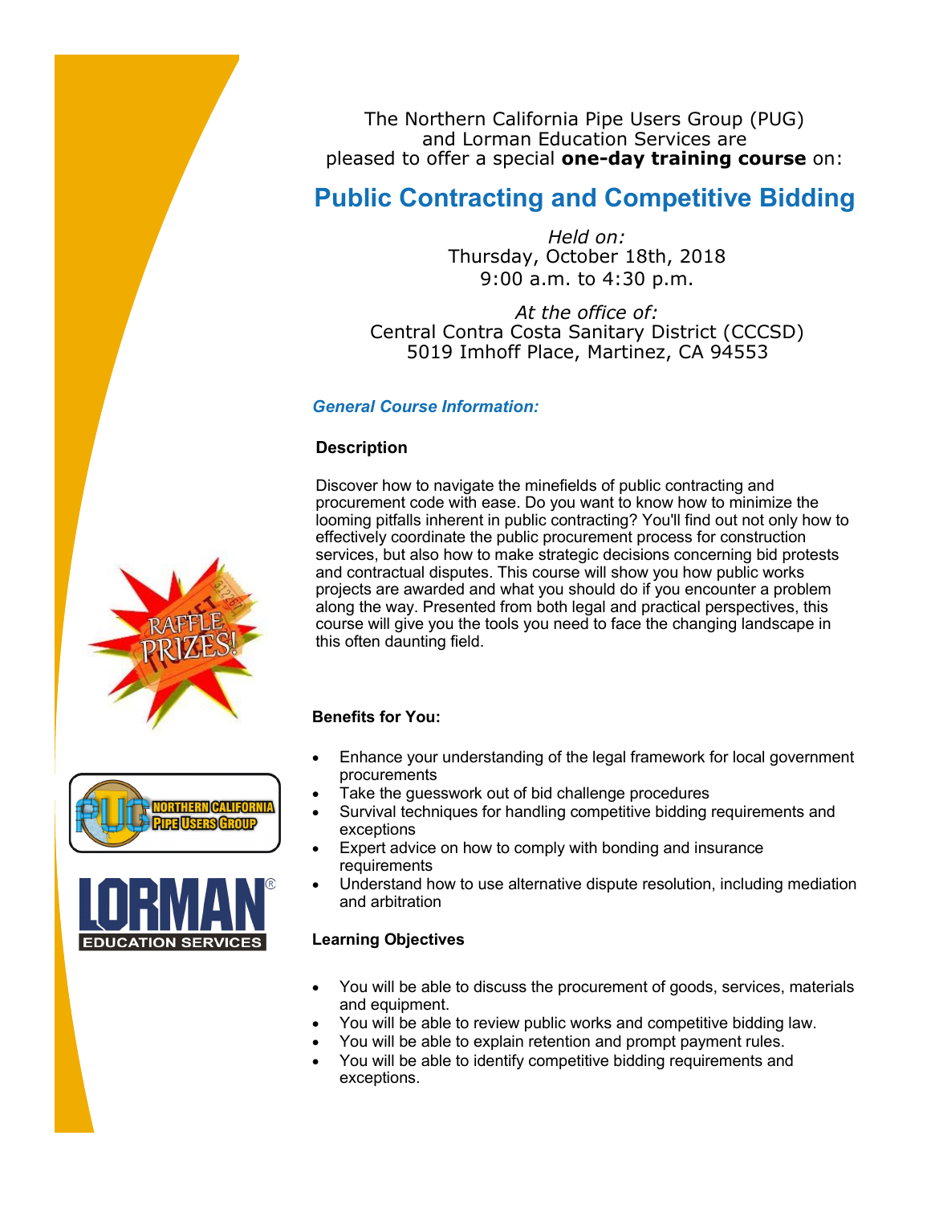The Northern California Pipe Users Group (PUG) and Lorman Education Services are pleased to offer a special **one-day training course** on:

# Public Contracting and Competitive Bidding

*Held on:*
Thursday, October 18th, 2018
9:00 a.m. to 4:30 p.m.

*At the office of:*
Central Contra Costa Sanitary District (CCCSD)
5019 Imhoff Place, Martinez, CA 94553

## *General Course Information:*

### Description

Discover how to navigate the minefields of public contracting and procurement code with ease. Do you want to know how to minimize the looming pitfalls inherent in public contracting? You'll find out not only how to effectively coordinate the public procurement process for construction services, but also how to make strategic decisions concerning bid protests and contractual disputes. This course will show you how public works projects are awarded and what you should do if you encounter a problem along the way. Presented from both legal and practical perspectives, this course will give you the tools you need to face the changing landscape in this often daunting field.

RAFFLE PRIZES!

### Benefits for You:

- Enhance your understanding of the legal framework for local government procurements
- Take the guesswork out of bid challenge procedures
- Survival techniques for handling competitive bidding requirements and exceptions
- Expert advice on how to comply with bonding and insurance requirements
- Understand how to use alternative dispute resolution, including mediation and arbitration

### Learning Objectives

- You will be able to discuss the procurement of goods, services, materials and equipment.
- You will be able to review public works and competitive bidding law.
- You will be able to explain retention and prompt payment rules.
- You will be able to identify competitive bidding requirements and exceptions.

PUG NORTHERN CALIFORNIA PIPE USERS GROUP

LORMAN® EDUCATION SERVICES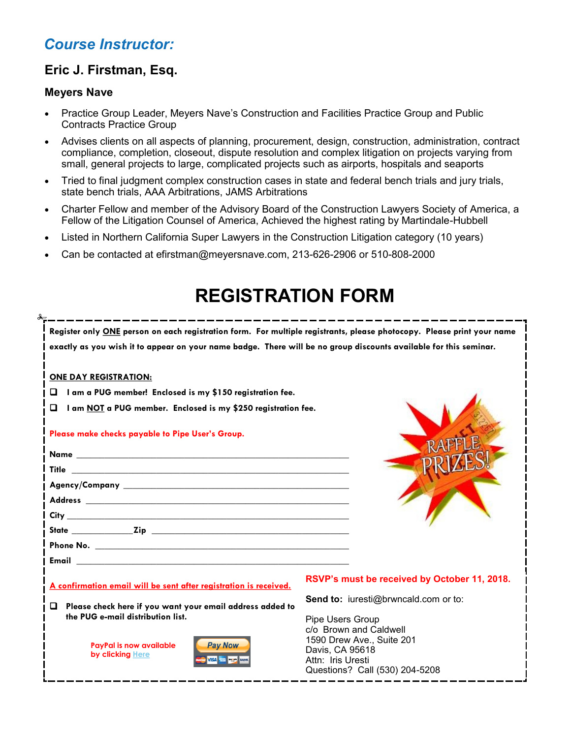## *Course Instructor:*

### Eric J. Firstman, Esq.

#### Meyers Nave

- Practice Group Leader, Meyers Nave's Construction and Facilities Practice Group and Public Contracts Practice Group
- Advises clients on all aspects of planning, procurement, design, construction, administration, contract compliance, completion, closeout, dispute resolution and complex litigation on projects varying from small, general projects to large, complicated projects such as airports, hospitals and seaports
- Tried to final judgment complex construction cases in state and federal bench trials and jury trials, state bench trials, AAA Arbitrations, JAMS Arbitrations
- Charter Fellow and member of the Advisory Board of the Construction Lawyers Society of America, a Fellow of the Litigation Counsel of America, Achieved the highest rating by Martindale-Hubbell
- Listed in Northern California Super Lawyers in the Construction Litigation category (10 years)
- Can be contacted at efirstman@meyersnave.com, 213-626-2906 or 510-808-2000

# REGISTRATION FORM

**Register only ONE person on each registration form. For multiple registrants, please photocopy. Please print your name exactly as you wish it to appear on your name badge. There will be no group discounts available for this seminar.**

**ONE DAY REGISTRATION:**

- ☐ **I am a PUG member! Enclosed is my $150 registration fee.**
- ☐ **I am NOT a PUG member. Enclosed is my $250 registration fee.**

**Please make checks payable to Pipe User's Group.**

RAFFLE PRIZES!

**Name** ______________________________

**Title** ______________________________

**Agency/Company** ______________________________

**Address** ______________________________

**City** ______________________________

**State** ____________ **Zip** ______________________________

**Phone No.** ______________________________

**Email** ______________________________

**A confirmation email will be sent after registration is received.**

☐ **Please check here if you want your email address added to the PUG e-mail distribution list.**

**PayPal is now available by clicking Here**

Pay Now

**RSVP's must be received by October 11, 2018.**

**Send to:** iuresti@brwncald.com or to:

Pipe Users Group
c/o Brown and Caldwell
1590 Drew Ave., Suite 201
Davis, CA 95618
Attn: Iris Uresti
Questions? Call (530) 204-5208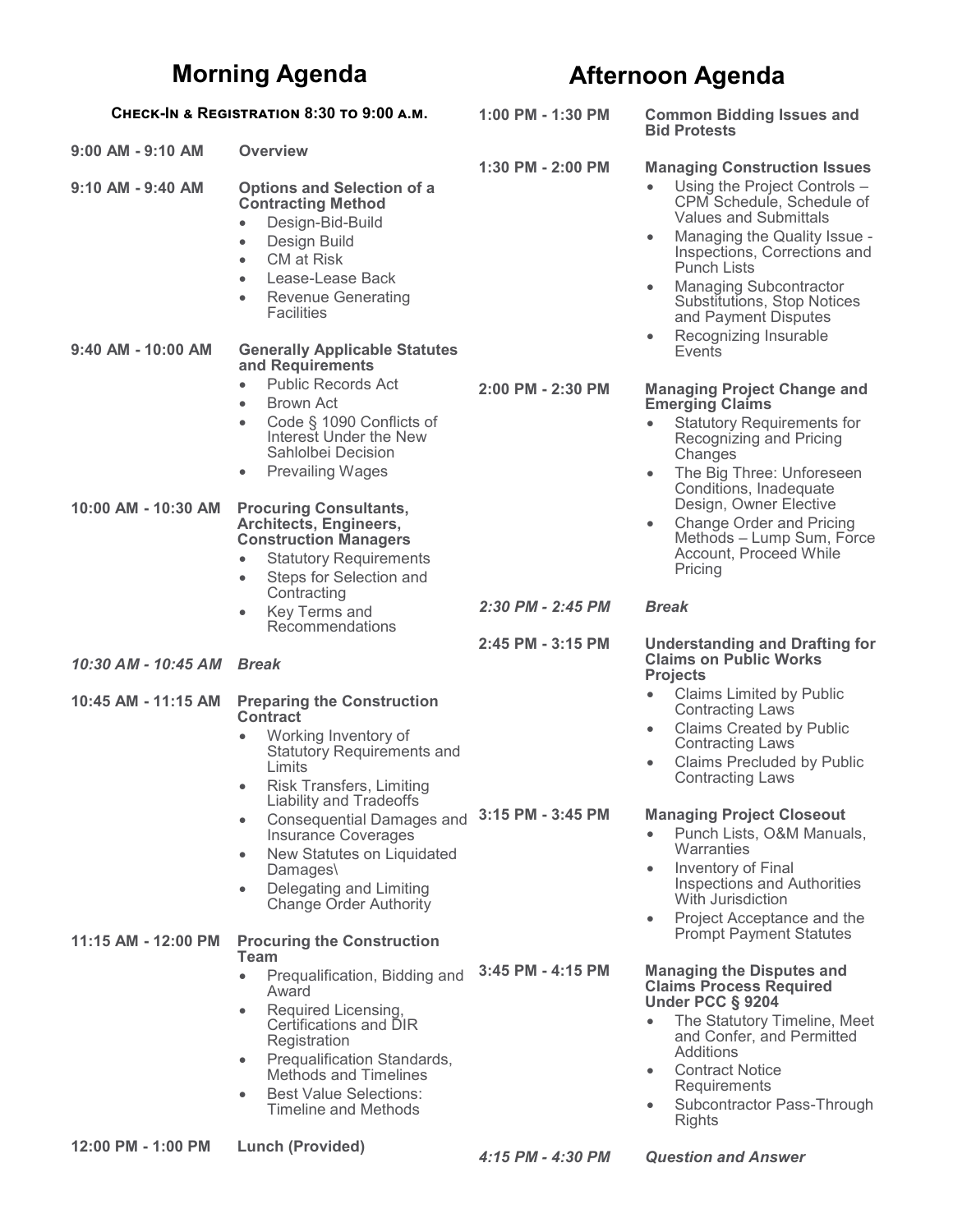## Morning Agenda

**Check-In & Registration 8:30 to 9:00 a.m.**

**9:00 AM - 9:10 AM** — **Overview**

**9:10 AM - 9:40 AM** — **Options and Selection of a Contracting Method**

- Design-Bid-Build
- Design Build
- CM at Risk
- Lease-Lease Back
- Revenue Generating Facilities

**9:40 AM - 10:00 AM** — **Generally Applicable Statutes and Requirements**

- Public Records Act
- Brown Act
- Code § 1090 Conflicts of Interest Under the New Sahlolbei Decision
- Prevailing Wages

**10:00 AM - 10:30 AM** — **Procuring Consultants, Architects, Engineers, Construction Managers**

- Statutory Requirements
- Steps for Selection and Contracting
- Key Terms and Recommendations

*10:30 AM - 10:45 AM* — ***Break***

**10:45 AM - 11:15 AM** — **Preparing the Construction Contract**

- Working Inventory of Statutory Requirements and Limits
- Risk Transfers, Limiting Liability and Tradeoffs
- Consequential Damages and Insurance Coverages
- New Statutes on Liquidated Damages\
- Delegating and Limiting Change Order Authority

**11:15 AM - 12:00 PM** — **Procuring the Construction Team**

- Prequalification, Bidding and Award
- Required Licensing, Certifications and DIR Registration
- Prequalification Standards, Methods and Timelines
- Best Value Selections: Timeline and Methods

**12:00 PM - 1:00 PM** — **Lunch (Provided)**

## Afternoon Agenda

**1:00 PM - 1:30 PM** — **Common Bidding Issues and Bid Protests**

**1:30 PM - 2:00 PM** — **Managing Construction Issues**

- Using the Project Controls – CPM Schedule, Schedule of Values and Submittals
- Managing the Quality Issue - Inspections, Corrections and Punch Lists
- Managing Subcontractor Substitutions, Stop Notices and Payment Disputes
- Recognizing Insurable Events

**2:00 PM - 2:30 PM** — **Managing Project Change and Emerging Claims**

- Statutory Requirements for Recognizing and Pricing Changes
- The Big Three: Unforeseen Conditions, Inadequate Design, Owner Elective
- Change Order and Pricing Methods – Lump Sum, Force Account, Proceed While Pricing

*2:30 PM - 2:45 PM* — ***Break***

**2:45 PM - 3:15 PM** — **Understanding and Drafting for Claims on Public Works Projects**

- Claims Limited by Public Contracting Laws
- Claims Created by Public Contracting Laws
- Claims Precluded by Public Contracting Laws

**3:15 PM - 3:45 PM** — **Managing Project Closeout**

- Punch Lists, O&M Manuals, Warranties
- Inventory of Final Inspections and Authorities With Jurisdiction
- Project Acceptance and the Prompt Payment Statutes

**3:45 PM - 4:15 PM** — **Managing the Disputes and Claims Process Required Under PCC § 9204**

- The Statutory Timeline, Meet and Confer, and Permitted Additions
- Contract Notice Requirements
- Subcontractor Pass-Through Rights

*4:15 PM - 4:30 PM* — ***Question and Answer***